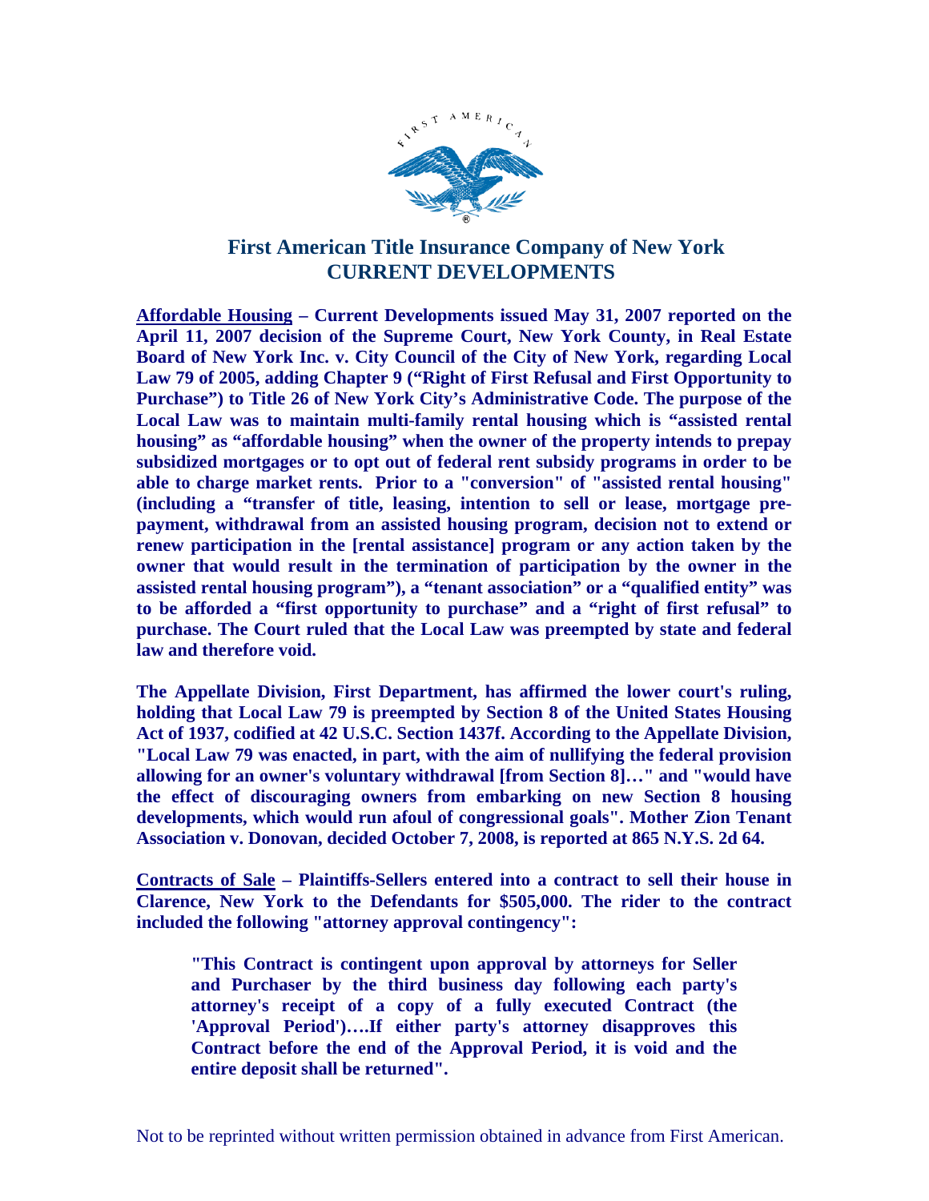# First American Title Insurance Company of New York
## CURRENT DEVELOPMENTS

**<u>Affordable Housing</u> – Current Developments issued May 31, 2007 reported on the April 11, 2007 decision of the Supreme Court, New York County, in Real Estate Board of New York Inc. v. City Council of the City of New York, regarding Local Law 79 of 2005, adding Chapter 9 ("Right of First Refusal and First Opportunity to Purchase") to Title 26 of New York City's Administrative Code. The purpose of the Local Law was to maintain multi-family rental housing which is "assisted rental housing" as "affordable housing" when the owner of the property intends to prepay subsidized mortgages or to opt out of federal rent subsidy programs in order to be able to charge market rents. Prior to a "conversion" of "assisted rental housing" (including a "transfer of title, leasing, intention to sell or lease, mortgage pre-payment, withdrawal from an assisted housing program, decision not to extend or renew participation in the [rental assistance] program or any action taken by the owner that would result in the termination of participation by the owner in the assisted rental housing program"), a "tenant association" or a "qualified entity" was to be afforded a "first opportunity to purchase" and a "right of first refusal" to purchase. The Court ruled that the Local Law was preempted by state and federal law and therefore void.**

**The Appellate Division, First Department, has affirmed the lower court's ruling, holding that Local Law 79 is preempted by Section 8 of the United States Housing Act of 1937, codified at 42 U.S.C. Section 1437f. According to the Appellate Division, "Local Law 79 was enacted, in part, with the aim of nullifying the federal provision allowing for an owner's voluntary withdrawal [from Section 8]…" and "would have the effect of discouraging owners from embarking on new Section 8 housing developments, which would run afoul of congressional goals". Mother Zion Tenant Association v. Donovan, decided October 7, 2008, is reported at 865 N.Y.S. 2d 64.**

**<u>Contracts of Sale</u> – Plaintiffs-Sellers entered into a contract to sell their house in Clarence, New York to the Defendants for $505,000. The rider to the contract included the following "attorney approval contingency":**

> **"This Contract is contingent upon approval by attorneys for Seller and Purchaser by the third business day following each party's attorney's receipt of a copy of a fully executed Contract (the 'Approval Period')….If either party's attorney disapproves this Contract before the end of the Approval Period, it is void and the entire deposit shall be returned".**

Not to be reprinted without written permission obtained in advance from First American.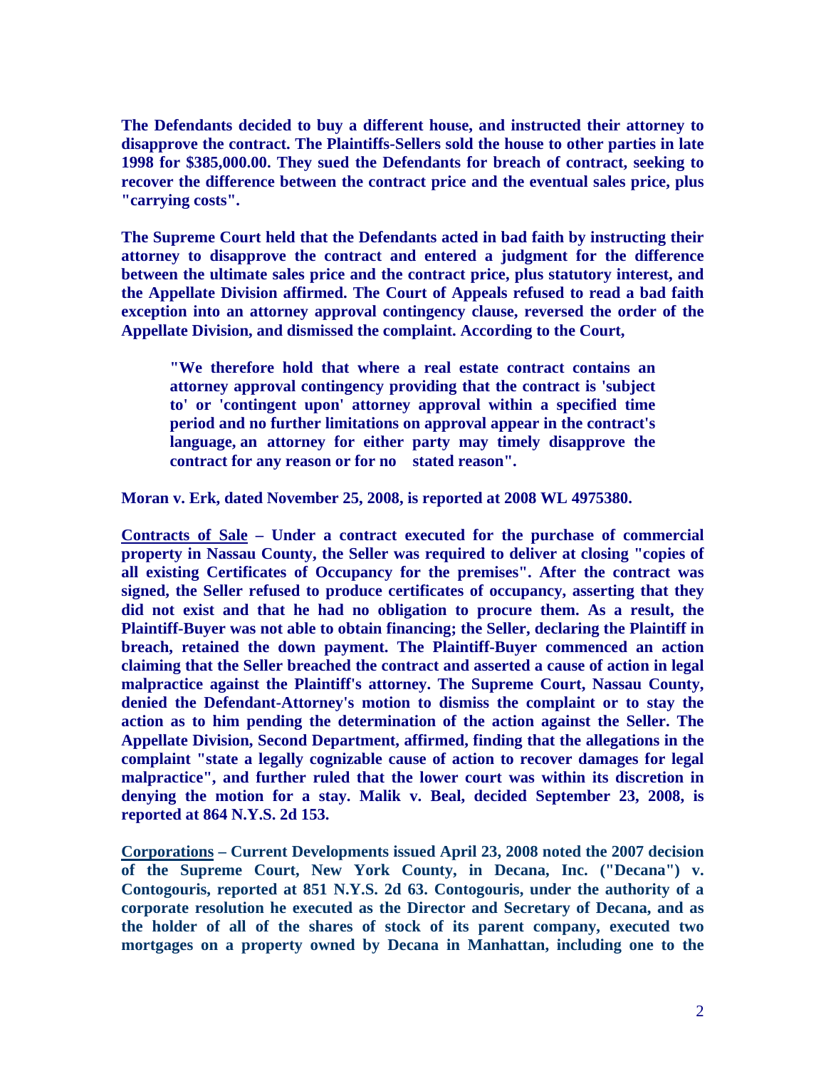**The Defendants decided to buy a different house, and instructed their attorney to disapprove the contract. The Plaintiffs-Sellers sold the house to other parties in late 1998 for $385,000.00. They sued the Defendants for breach of contract, seeking to recover the difference between the contract price and the eventual sales price, plus "carrying costs".**

**The Supreme Court held that the Defendants acted in bad faith by instructing their attorney to disapprove the contract and entered a judgment for the difference between the ultimate sales price and the contract price, plus statutory interest, and the Appellate Division affirmed. The Court of Appeals refused to read a bad faith exception into an attorney approval contingency clause, reversed the order of the Appellate Division, and dismissed the complaint. According to the Court,**

> **"We therefore hold that where a real estate contract contains an attorney approval contingency providing that the contract is 'subject to' or 'contingent upon' attorney approval within a specified time period and no further limitations on approval appear in the contract's language, an attorney for either party may timely disapprove the contract for any reason or for no stated reason".**

**Moran v. Erk, dated November 25, 2008, is reported at 2008 WL 4975380.**

**<u>Contracts of Sale</u> – Under a contract executed for the purchase of commercial property in Nassau County, the Seller was required to deliver at closing "copies of all existing Certificates of Occupancy for the premises". After the contract was signed, the Seller refused to produce certificates of occupancy, asserting that they did not exist and that he had no obligation to procure them. As a result, the Plaintiff-Buyer was not able to obtain financing; the Seller, declaring the Plaintiff in breach, retained the down payment. The Plaintiff-Buyer commenced an action claiming that the Seller breached the contract and asserted a cause of action in legal malpractice against the Plaintiff's attorney. The Supreme Court, Nassau County, denied the Defendant-Attorney's motion to dismiss the complaint or to stay the action as to him pending the determination of the action against the Seller. The Appellate Division, Second Department, affirmed, finding that the allegations in the complaint "state a legally cognizable cause of action to recover damages for legal malpractice", and further ruled that the lower court was within its discretion in denying the motion for a stay. Malik v. Beal, decided September 23, 2008, is reported at 864 N.Y.S. 2d 153.**

**<u>Corporations</u> – Current Developments issued April 23, 2008 noted the 2007 decision of the Supreme Court, New York County, in Decana, Inc. ("Decana") v. Contogouris, reported at 851 N.Y.S. 2d 63. Contogouris, under the authority of a corporate resolution he executed as the Director and Secretary of Decana, and as the holder of all of the shares of stock of its parent company, executed two mortgages on a property owned by Decana in Manhattan, including one to the**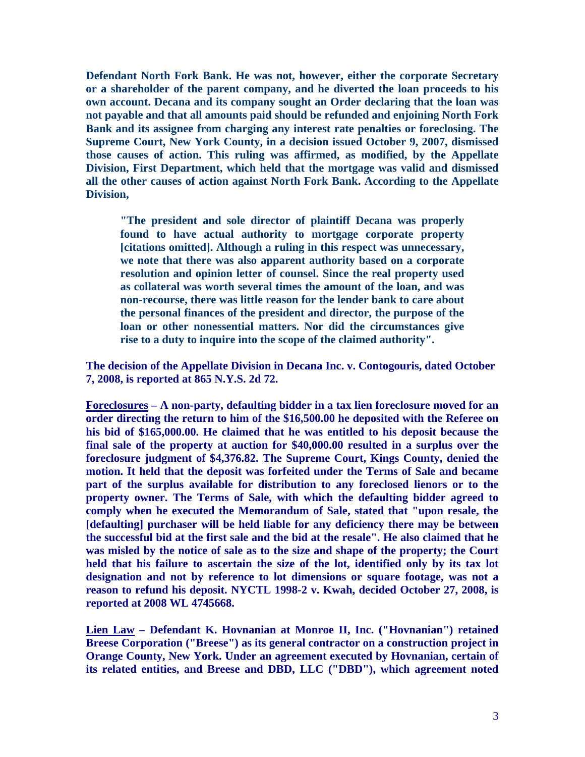**Defendant North Fork Bank. He was not, however, either the corporate Secretary or a shareholder of the parent company, and he diverted the loan proceeds to his own account. Decana and its company sought an Order declaring that the loan was not payable and that all amounts paid should be refunded and enjoining North Fork Bank and its assignee from charging any interest rate penalties or foreclosing. The Supreme Court, New York County, in a decision issued October 9, 2007, dismissed those causes of action. This ruling was affirmed, as modified, by the Appellate Division, First Department, which held that the mortgage was valid and dismissed all the other causes of action against North Fork Bank. According to the Appellate Division,**

> **"The president and sole director of plaintiff Decana was properly found to have actual authority to mortgage corporate property [citations omitted]. Although a ruling in this respect was unnecessary, we note that there was also apparent authority based on a corporate resolution and opinion letter of counsel. Since the real property used as collateral was worth several times the amount of the loan, and was non-recourse, there was little reason for the lender bank to care about the personal finances of the president and director, the purpose of the loan or other nonessential matters. Nor did the circumstances give rise to a duty to inquire into the scope of the claimed authority".**

**The decision of the Appellate Division in Decana Inc. v. Contogouris, dated October 7, 2008, is reported at 865 N.Y.S. 2d 72.**

**<u>Foreclosures</u> – A non-party, defaulting bidder in a tax lien foreclosure moved for an order directing the return to him of the $16,500.00 he deposited with the Referee on his bid of $165,000.00. He claimed that he was entitled to his deposit because the final sale of the property at auction for $40,000.00 resulted in a surplus over the foreclosure judgment of $4,376.82. The Supreme Court, Kings County, denied the motion. It held that the deposit was forfeited under the Terms of Sale and became part of the surplus available for distribution to any foreclosed lienors or to the property owner. The Terms of Sale, with which the defaulting bidder agreed to comply when he executed the Memorandum of Sale, stated that "upon resale, the [defaulting] purchaser will be held liable for any deficiency there may be between the successful bid at the first sale and the bid at the resale". He also claimed that he was misled by the notice of sale as to the size and shape of the property; the Court held that his failure to ascertain the size of the lot, identified only by its tax lot designation and not by reference to lot dimensions or square footage, was not a reason to refund his deposit. NYCTL 1998-2 v. Kwah, decided October 27, 2008, is reported at 2008 WL 4745668.**

**<u>Lien Law</u> – Defendant K. Hovnanian at Monroe II, Inc. ("Hovnanian") retained Breese Corporation ("Breese") as its general contractor on a construction project in Orange County, New York. Under an agreement executed by Hovnanian, certain of its related entities, and Breese and DBD, LLC ("DBD"), which agreement noted**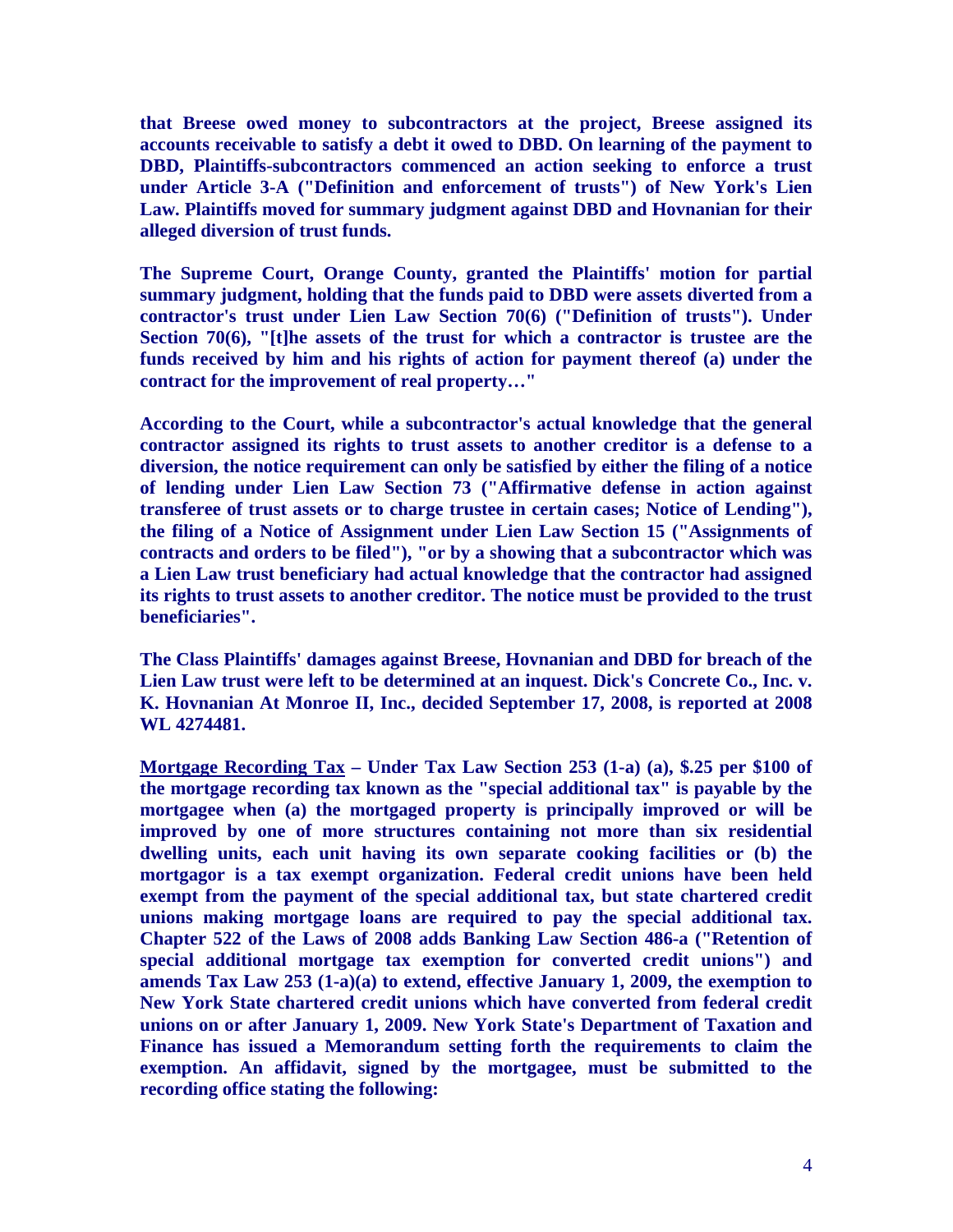**that Breese owed money to subcontractors at the project, Breese assigned its accounts receivable to satisfy a debt it owed to DBD. On learning of the payment to DBD, Plaintiffs-subcontractors commenced an action seeking to enforce a trust under Article 3-A ("Definition and enforcement of trusts") of New York's Lien Law. Plaintiffs moved for summary judgment against DBD and Hovnanian for their alleged diversion of trust funds.**

**The Supreme Court, Orange County, granted the Plaintiffs' motion for partial summary judgment, holding that the funds paid to DBD were assets diverted from a contractor's trust under Lien Law Section 70(6) ("Definition of trusts"). Under Section 70(6), "[t]he assets of the trust for which a contractor is trustee are the funds received by him and his rights of action for payment thereof (a) under the contract for the improvement of real property…"**

**According to the Court, while a subcontractor's actual knowledge that the general contractor assigned its rights to trust assets to another creditor is a defense to a diversion, the notice requirement can only be satisfied by either the filing of a notice of lending under Lien Law Section 73 ("Affirmative defense in action against transferee of trust assets or to charge trustee in certain cases; Notice of Lending"), the filing of a Notice of Assignment under Lien Law Section 15 ("Assignments of contracts and orders to be filed"), "or by a showing that a subcontractor which was a Lien Law trust beneficiary had actual knowledge that the contractor had assigned its rights to trust assets to another creditor. The notice must be provided to the trust beneficiaries".**

**The Class Plaintiffs' damages against Breese, Hovnanian and DBD for breach of the Lien Law trust were left to be determined at an inquest. Dick's Concrete Co., Inc. v. K. Hovnanian At Monroe II, Inc., decided September 17, 2008, is reported at 2008 WL 4274481.**

**<u>Mortgage Recording Tax</u> – Under Tax Law Section 253 (1-a) (a), $.25 per $100 of the mortgage recording tax known as the "special additional tax" is payable by the mortgagee when (a) the mortgaged property is principally improved or will be improved by one of more structures containing not more than six residential dwelling units, each unit having its own separate cooking facilities or (b) the mortgagor is a tax exempt organization. Federal credit unions have been held exempt from the payment of the special additional tax, but state chartered credit unions making mortgage loans are required to pay the special additional tax. Chapter 522 of the Laws of 2008 adds Banking Law Section 486-a ("Retention of special additional mortgage tax exemption for converted credit unions") and amends Tax Law 253 (1-a)(a) to extend, effective January 1, 2009, the exemption to New York State chartered credit unions which have converted from federal credit unions on or after January 1, 2009. New York State's Department of Taxation and Finance has issued a Memorandum setting forth the requirements to claim the exemption. An affidavit, signed by the mortgagee, must be submitted to the recording office stating the following:**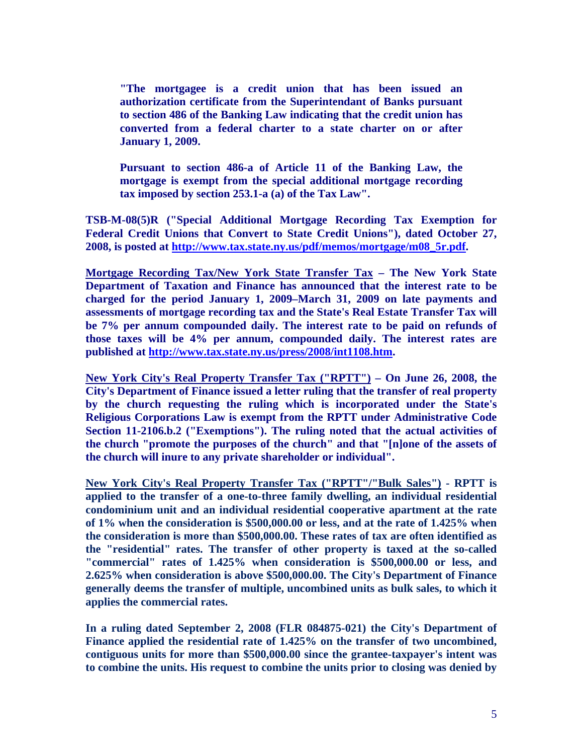**"The mortgagee is a credit union that has been issued an authorization certificate from the Superintendant of Banks pursuant to section 486 of the Banking Law indicating that the credit union has converted from a federal charter to a state charter on or after January 1, 2009.**

**Pursuant to section 486-a of Article 11 of the Banking Law, the mortgage is exempt from the special additional mortgage recording tax imposed by section 253.1-a (a) of the Tax Law".**

**TSB-M-08(5)R ("Special Additional Mortgage Recording Tax Exemption for Federal Credit Unions that Convert to State Credit Unions"), dated October 27, 2008, is posted at [http://www.tax.state.ny.us/pdf/memos/mortgage/m08_5r.pdf](http://www.tax.state.ny.us/pdf/memos/mortgage/m08_5r.pdf).**

**<u>Mortgage Recording Tax/New York State Transfer Tax</u> – The New York State Department of Taxation and Finance has announced that the interest rate to be charged for the period January 1, 2009–March 31, 2009 on late payments and assessments of mortgage recording tax and the State's Real Estate Transfer Tax will be 7% per annum compounded daily. The interest rate to be paid on refunds of those taxes will be 4% per annum, compounded daily. The interest rates are published at [http://www.tax.state.ny.us/press/2008/int1108.htm](http://www.tax.state.ny.us/press/2008/int1108.htm).**

**<u>New York City's Real Property Transfer Tax ("RPTT")</u> – On June 26, 2008, the City's Department of Finance issued a letter ruling that the transfer of real property by the church requesting the ruling which is incorporated under the State's Religious Corporations Law is exempt from the RPTT under Administrative Code Section 11-2106.b.2 ("Exemptions"). The ruling noted that the actual activities of the church "promote the purposes of the church" and that "[n]one of the assets of the church will inure to any private shareholder or individual".**

**<u>New York City's Real Property Transfer Tax ("RPTT"/"Bulk Sales")</u> - RPTT is applied to the transfer of a one-to-three family dwelling, an individual residential condominium unit and an individual residential cooperative apartment at the rate of 1% when the consideration is $500,000.00 or less, and at the rate of 1.425% when the consideration is more than $500,000.00. These rates of tax are often identified as the "residential" rates. The transfer of other property is taxed at the so-called "commercial" rates of 1.425% when consideration is $500,000.00 or less, and 2.625% when consideration is above $500,000.00. The City's Department of Finance generally deems the transfer of multiple, uncombined units as bulk sales, to which it applies the commercial rates.**

**In a ruling dated September 2, 2008 (FLR 084875-021) the City's Department of Finance applied the residential rate of 1.425% on the transfer of two uncombined, contiguous units for more than $500,000.00 since the grantee-taxpayer's intent was to combine the units. His request to combine the units prior to closing was denied by**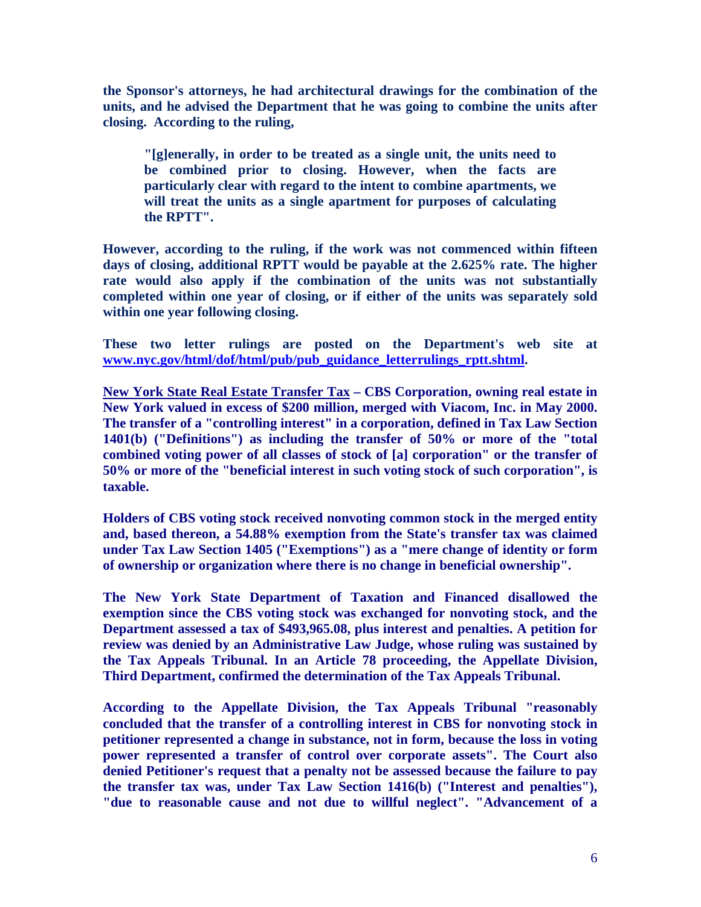**the Sponsor's attorneys, he had architectural drawings for the combination of the units, and he advised the Department that he was going to combine the units after closing. According to the ruling,**

> **"[g]enerally, in order to be treated as a single unit, the units need to be combined prior to closing. However, when the facts are particularly clear with regard to the intent to combine apartments, we will treat the units as a single apartment for purposes of calculating the RPTT".**

**However, according to the ruling, if the work was not commenced within fifteen days of closing, additional RPTT would be payable at the 2.625% rate. The higher rate would also apply if the combination of the units was not substantially completed within one year of closing, or if either of the units was separately sold within one year following closing.**

**These two letter rulings are posted on the Department's web site at www.nyc.gov/html/dof/html/pub/pub_guidance_letterrulings_rptt.shtml.**

**New York State Real Estate Transfer Tax – CBS Corporation, owning real estate in New York valued in excess of $200 million, merged with Viacom, Inc. in May 2000. The transfer of a "controlling interest" in a corporation, defined in Tax Law Section 1401(b) ("Definitions") as including the transfer of 50% or more of the "total combined voting power of all classes of stock of [a] corporation" or the transfer of 50% or more of the "beneficial interest in such voting stock of such corporation", is taxable.**

**Holders of CBS voting stock received nonvoting common stock in the merged entity and, based thereon, a 54.88% exemption from the State's transfer tax was claimed under Tax Law Section 1405 ("Exemptions") as a "mere change of identity or form of ownership or organization where there is no change in beneficial ownership".**

**The New York State Department of Taxation and Financed disallowed the exemption since the CBS voting stock was exchanged for nonvoting stock, and the Department assessed a tax of $493,965.08, plus interest and penalties. A petition for review was denied by an Administrative Law Judge, whose ruling was sustained by the Tax Appeals Tribunal. In an Article 78 proceeding, the Appellate Division, Third Department, confirmed the determination of the Tax Appeals Tribunal.**

**According to the Appellate Division, the Tax Appeals Tribunal "reasonably concluded that the transfer of a controlling interest in CBS for nonvoting stock in petitioner represented a change in substance, not in form, because the loss in voting power represented a transfer of control over corporate assets". The Court also denied Petitioner's request that a penalty not be assessed because the failure to pay the transfer tax was, under Tax Law Section 1416(b) ("Interest and penalties"), "due to reasonable cause and not due to willful neglect". "Advancement of a**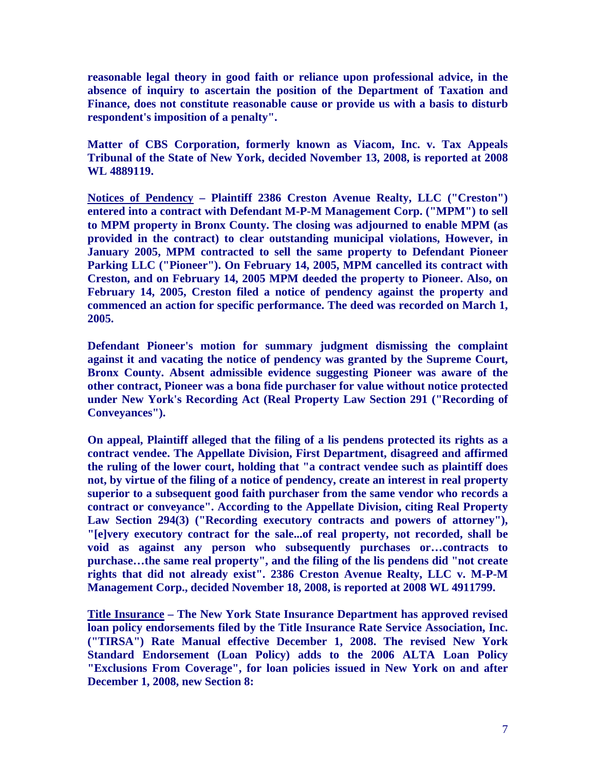**reasonable legal theory in good faith or reliance upon professional advice, in the absence of inquiry to ascertain the position of the Department of Taxation and Finance, does not constitute reasonable cause or provide us with a basis to disturb respondent's imposition of a penalty".**

**Matter of CBS Corporation, formerly known as Viacom, Inc. v. Tax Appeals Tribunal of the State of New York, decided November 13, 2008, is reported at 2008 WL 4889119.**

**<u>Notices of Pendency</u> – Plaintiff 2386 Creston Avenue Realty, LLC ("Creston") entered into a contract with Defendant M-P-M Management Corp. ("MPM") to sell to MPM property in Bronx County. The closing was adjourned to enable MPM (as provided in the contract) to clear outstanding municipal violations, However, in January 2005, MPM contracted to sell the same property to Defendant Pioneer Parking LLC ("Pioneer"). On February 14, 2005, MPM cancelled its contract with Creston, and on February 14, 2005 MPM deeded the property to Pioneer. Also, on February 14, 2005, Creston filed a notice of pendency against the property and commenced an action for specific performance. The deed was recorded on March 1, 2005.**

**Defendant Pioneer's motion for summary judgment dismissing the complaint against it and vacating the notice of pendency was granted by the Supreme Court, Bronx County. Absent admissible evidence suggesting Pioneer was aware of the other contract, Pioneer was a bona fide purchaser for value without notice protected under New York's Recording Act (Real Property Law Section 291 ("Recording of Conveyances").**

**On appeal, Plaintiff alleged that the filing of a lis pendens protected its rights as a contract vendee. The Appellate Division, First Department, disagreed and affirmed the ruling of the lower court, holding that "a contract vendee such as plaintiff does not, by virtue of the filing of a notice of pendency, create an interest in real property superior to a subsequent good faith purchaser from the same vendor who records a contract or conveyance". According to the Appellate Division, citing Real Property Law Section 294(3) ("Recording executory contracts and powers of attorney"), "[e]very executory contract for the sale...of real property, not recorded, shall be void as against any person who subsequently purchases or…contracts to purchase…the same real property", and the filing of the lis pendens did "not create rights that did not already exist". 2386 Creston Avenue Realty, LLC v. M-P-M Management Corp., decided November 18, 2008, is reported at 2008 WL 4911799.**

**<u>Title Insurance</u> – The New York State Insurance Department has approved revised loan policy endorsements filed by the Title Insurance Rate Service Association, Inc. ("TIRSA") Rate Manual effective December 1, 2008. The revised New York Standard Endorsement (Loan Policy) adds to the 2006 ALTA Loan Policy "Exclusions From Coverage", for loan policies issued in New York on and after December 1, 2008, new Section 8:**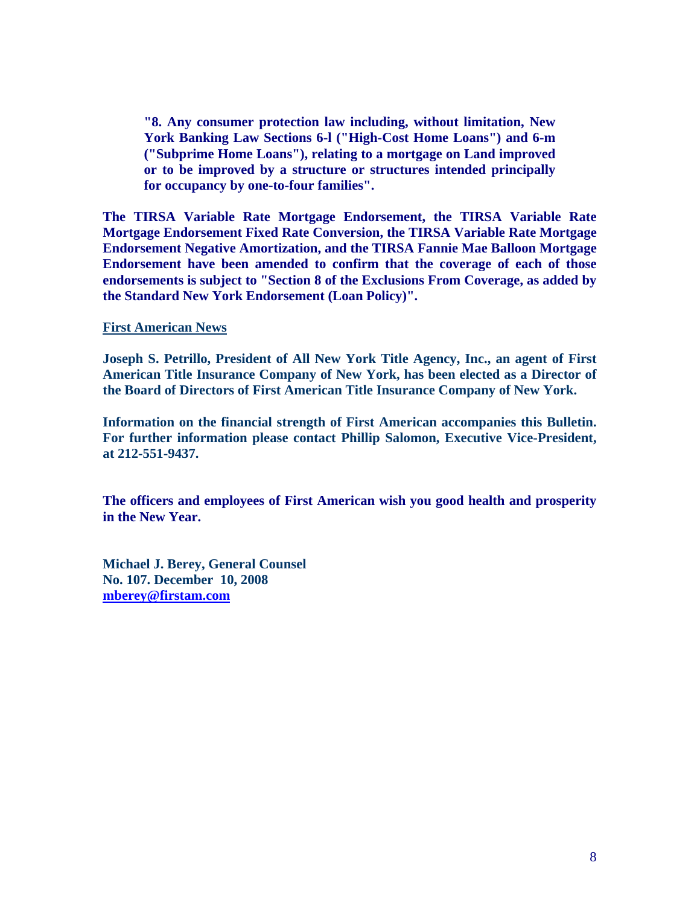> **"8. Any consumer protection law including, without limitation, New York Banking Law Sections 6-l ("High-Cost Home Loans") and 6-m ("Subprime Home Loans"), relating to a mortgage on Land improved or to be improved by a structure or structures intended principally for occupancy by one-to-four families".**

**The TIRSA Variable Rate Mortgage Endorsement, the TIRSA Variable Rate Mortgage Endorsement Fixed Rate Conversion, the TIRSA Variable Rate Mortgage Endorsement Negative Amortization, and the TIRSA Fannie Mae Balloon Mortgage Endorsement have been amended to confirm that the coverage of each of those endorsements is subject to "Section 8 of the Exclusions From Coverage, as added by the Standard New York Endorsement (Loan Policy)".**

**First American News**

**Joseph S. Petrillo, President of All New York Title Agency, Inc., an agent of First American Title Insurance Company of New York, has been elected as a Director of the Board of Directors of First American Title Insurance Company of New York.**

**Information on the financial strength of First American accompanies this Bulletin. For further information please contact Phillip Salomon, Executive Vice-President, at 212-551-9437.**

**The officers and employees of First American wish you good health and prosperity in the New Year.**

**Michael J. Berey, General Counsel**
**No. 107. December 10, 2008**
**mberey@firstam.com**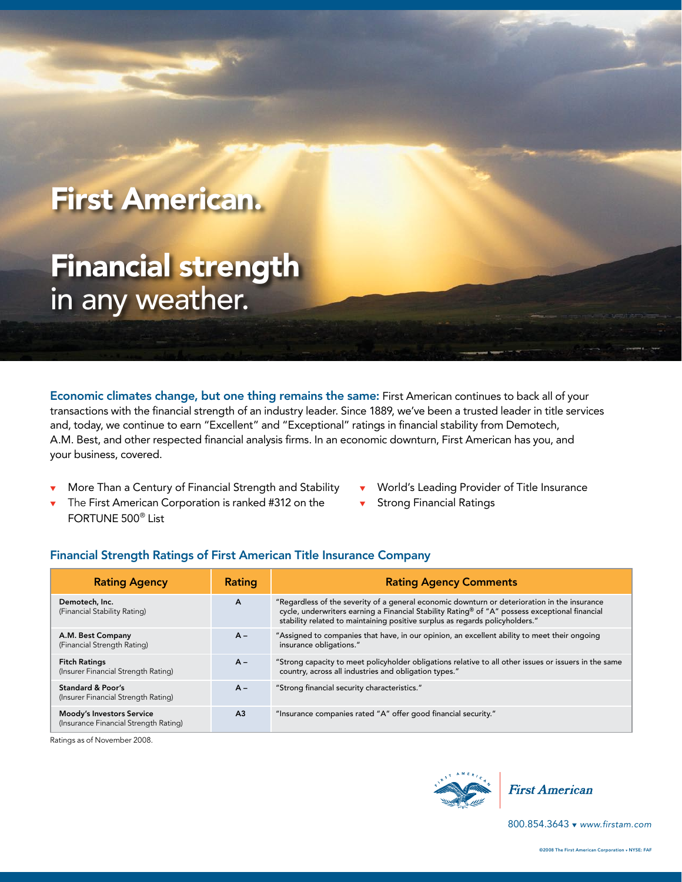# First American.

## Financial strength in any weather.

**Economic climates change, but one thing remains the same:** First American continues to back all of your transactions with the financial strength of an industry leader. Since 1889, we've been a trusted leader in title services and, today, we continue to earn "Excellent" and "Exceptional" ratings in financial stability from Demotech, A.M. Best, and other respected financial analysis firms. In an economic downturn, First American has you, and your business, covered.

- More Than a Century of Financial Strength and Stability
- The First American Corporation is ranked #312 on the FORTUNE 500® List
- World's Leading Provider of Title Insurance
- Strong Financial Ratings

### Financial Strength Ratings of First American Title Insurance Company

| Rating Agency | Rating | Rating Agency Comments |
|---|---|---|
| **Demotech, Inc.** (Financial Stability Rating) | A | "Regardless of the severity of a general economic downturn or deterioration in the insurance cycle, underwriters earning a Financial Stability Rating® of "A" possess exceptional financial stability related to maintaining positive surplus as regards policyholders." |
| **A.M. Best Company** (Financial Strength Rating) | A – | "Assigned to companies that have, in our opinion, an excellent ability to meet their ongoing insurance obligations." |
| **Fitch Ratings** (Insurer Financial Strength Rating) | A – | "Strong capacity to meet policyholder obligations relative to all other issues or issuers in the same country, across all industries and obligation types." |
| **Standard & Poor's** (Insurer Financial Strength Rating) | A – | "Strong financial security characteristics." |
| **Moody's Investors Service** (Insurance Financial Strength Rating) | A3 | "Insurance companies rated "A" offer good financial security." |

Ratings as of November 2008.

First American

800.854.3643 ▾ *www.firstam.com*

©2008 The First American Corporation • NYSE: FAF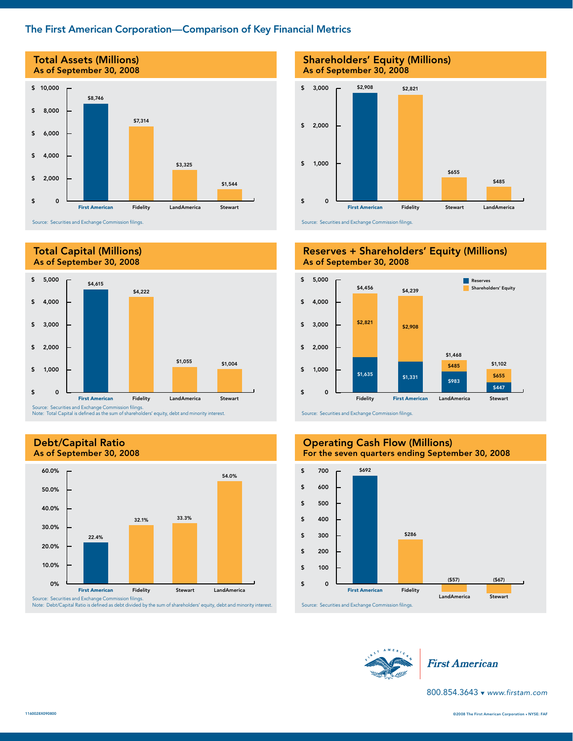# The First American Corporation—Comparison of Key Financial Metrics

## Total Assets (Millions)
### As of September 30, 2008

$ 10,000
$ 8,000
$ 6,000
$ 4,000
$ 2,000
$ 0

First American $8,746
Fidelity $7,314
LandAmerica $3,325
Stewart $1,544

Source: Securities and Exchange Commission filings.

## Shareholders' Equity (Millions)
### As of September 30, 2008

$ 3,000
$ 2,000
$ 1,000
$ 0

First American $2,908
Fidelity $2,821
Stewart $655
LandAmerica $485

Source: Securities and Exchange Commission filings.

## Total Capital (Millions)
### As of September 30, 2008

$ 5,000
$ 4,000
$ 3,000
$ 2,000
$ 1,000
$ 0

First American $4,615
Fidelity $4,222
LandAmerica $1,055
Stewart $1,004

Source: Securities and Exchange Commission filings.
Note: Total Capital is defined as the sum of shareholders' equity, debt and minority interest.

## Reserves + Shareholders' Equity (Millions)
### As of September 30, 2008

Reserves
Shareholders' Equity

$ 5,000
$ 4,000
$ 3,000
$ 2,000
$ 1,000
$ 0

Fidelity $4,456 ($2,821 / $1,635)
First American $4,239 ($2,908 / $1,331)
LandAmerica $1,468 ($485 / $983)
Stewart $1,102 ($655 / $447)

Source: Securities and Exchange Commission filings.

## Debt/Capital Ratio
### As of September 30, 2008

60.0%
50.0%
40.0%
30.0%
20.0%
10.0%
0%

First American 22.4%
Fidelity 32.1%
Stewart 33.3%
LandAmerica 54.0%

Source: Securities and Exchange Commission filings.
Note: Debt/Capital Ratio is defined as debt divided by the sum of shareholders' equity, debt and minority interest.

## Operating Cash Flow (Millions)
### For the seven quarters ending September 30, 2008

$ 700
$ 600
$ 500
$ 400
$ 300
$ 200
$ 100
$ 0

First American $692
Fidelity $286
LandAmerica ($57)
Stewart ($67)

Source: Securities and Exchange Commission filings.

First American

800.854.3643 ▾ www.firstam.com

1160028X090800

©2008 The First American Corporation • NYSE: FAF